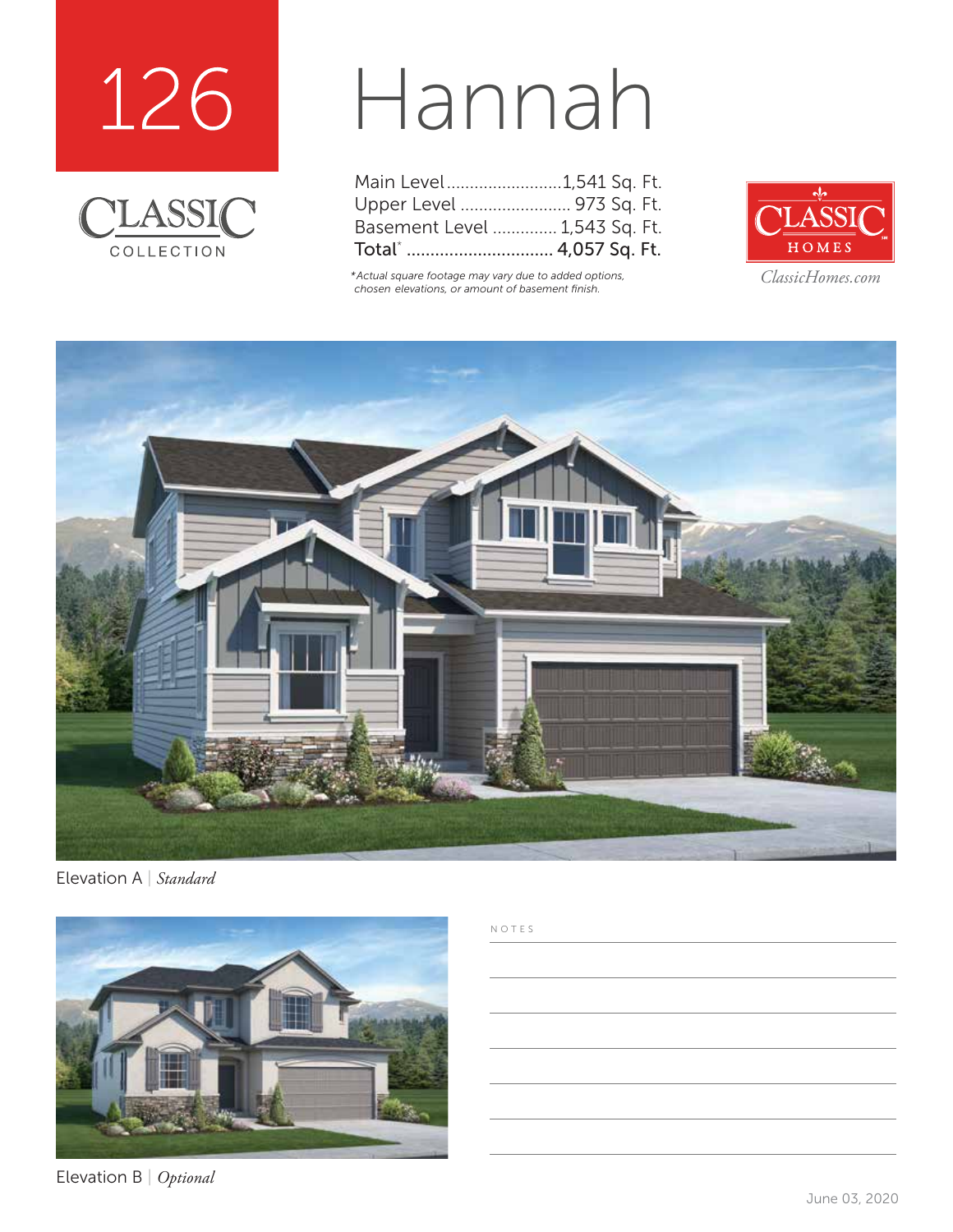126

CLASSIC
COLLECTION

# Hannah

| | |
|---|---|
| Main Level | 1,541 Sq. Ft. |
| Upper Level | 973 Sq. Ft. |
| Basement Level | 1,543 Sq. Ft. |
| Total* | 4,057 Sq. Ft. |

*Actual square footage may vary due to added options, chosen elevations, or amount of basement finish.

CLASSIC HOMES
ClassicHomes.com

Elevation A | *Standard*

Elevation B | *Optional*

NOTES

June 03, 2020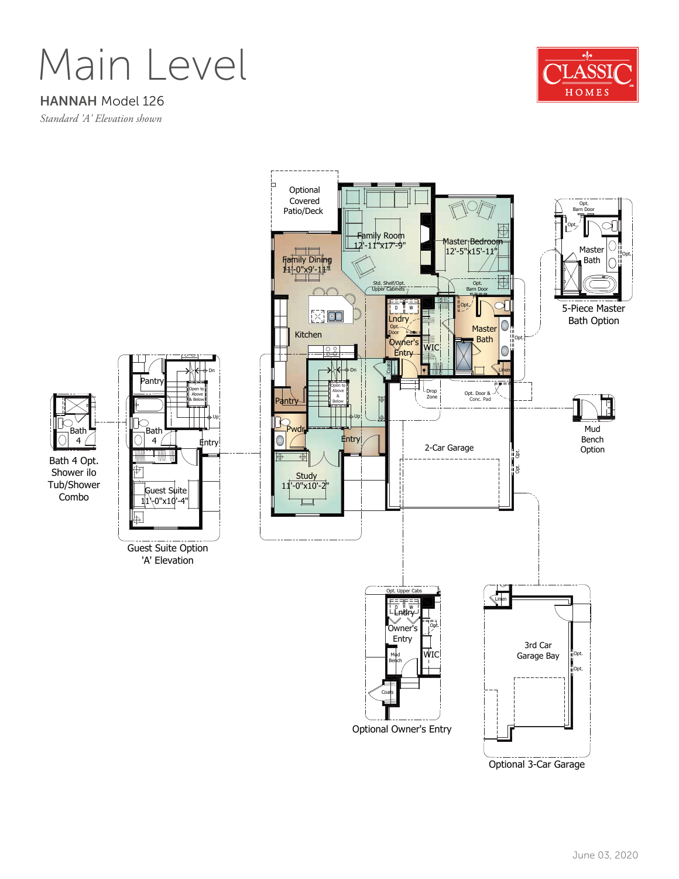# Main Level

**HANNAH** Model 126

*Standard 'A' Elevation shown*

CLASSIC HOMES

Optional Covered Patio/Deck

Family Room 12'-11"x17'-9"

Master Bedroom 12'-5"x15'-11"

Family Dining 11'-0"x9'-11"

Std. Shelf/Opt. Upper Cabinets

Opt. Barn Door

Kitchen

Lndry

Opt. Door

Owner's Entry

WIC

Master Bath

Linen

Coats

Pantry

Open to Above & Below

Dn

Up

Pwdr

Entry

Drop Zone

Opt. Door & Conc. Pad

2-Car Garage

Study 11'-0"x10'-2"

Opt.

Opt. Barn Door

Master Bath

5-Piece Master Bath Option

Mud Bench Option

Pantry

Bath 4

Entry

Guest Suite 11'-0"x10'-4"

Guest Suite Option 'A' Elevation

Bath 4

Bath 4 Opt. Shower ilo Tub/Shower Combo

Opt. Upper Cabs

Lndry

Owner's Entry

Mud Bench

WIC

Coats

Optional Owner's Entry

Linen

3rd Car Garage Bay

Optional 3-Car Garage

June 03, 2020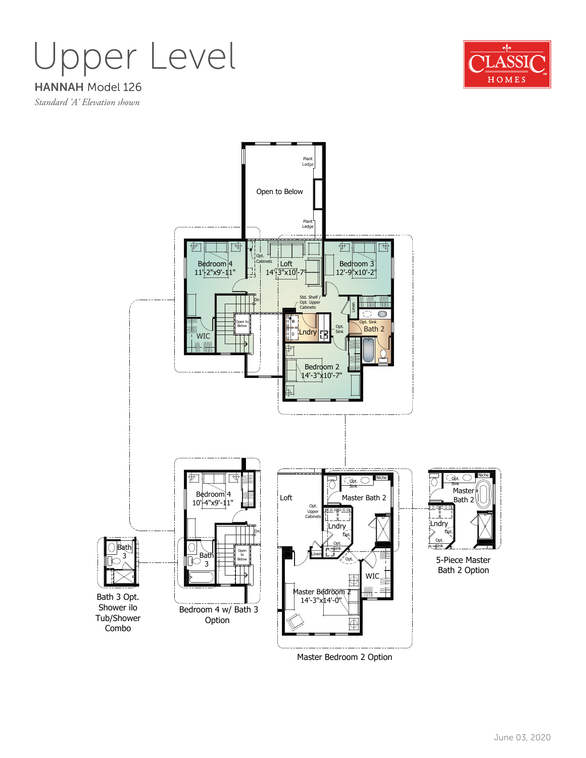# Upper Level

## HANNAH Model 126

*Standard 'A' Elevation shown*

CLASSIC HOMES

Open to Below

Plant Ledge

Plant Ledge

Bedroom 4
11'-2"x9'-11"

Opt. Cabinets

Loft
14'-3"x10'-7"

Bedroom 3
12'-9"x10'-2"

Dn

Std. Shelf / Opt. Upper Cabinets

Linen

Open to Below

W
D
Lndry

Opt. Sink

Opt. Sink
Bath 2

WIC

Bedroom 2
14'-3"x10'-7"

Bedroom 4
10'-4"x9'-11"

Dn

Bath 3

Open to Below

Bath 3

Bath 3 Opt. Shower ilo Tub/Shower Combo

Bedroom 4 w/ Bath 3 Option

Loft

Opt. Upper Cabinets

Opt. Sink

Niche

Master Bath 2

Lndry

Opt.

Opt. Sink

Linen

Opt.

WIC

Master Bedroom 2
14'-3"x14'-0"

Master Bedroom 2 Option

Opt. Sink

Niche

Master Bath 2

Lndry

Opt.

Opt. Sink

5-Piece Master Bath 2 Option

June 03, 2020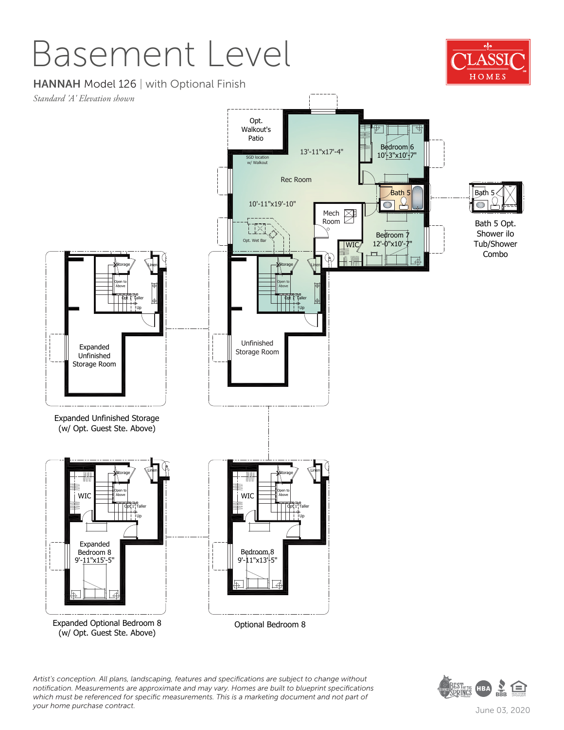# Basement Level

**HANNAH** Model 126 | with Optional Finish

*Standard 'A' Elevation shown*

CLASSIC HOMES

Opt. Walkout's Patio

SGD location w/ Walkout

13'-11"x17'-4"

Rec Room

10'-11"x19'-10"

Opt. Wet Bar

Bedroom 6
10'-3"x10'-7"

Bath 5

Mech Room

WIC

Bedroom 7
12'-0"x10'-7"

Storage

Linen

Open to Above

Opt 1' Taller

Up

Unfinished Storage Room

Bath 5

Bath 5 Opt. Shower ilo Tub/Shower Combo

Expanded Unfinished Storage Room

Expanded Unfinished Storage (w/ Opt. Guest Ste. Above)

WIC

Expanded Bedroom 8
9'-11"x15'-5"

Expanded Optional Bedroom 8 (w/ Opt. Guest Ste. Above)

Bedroom 8
9'-11"x13'-5"

Optional Bedroom 8

*Artist's conception. All plans, landscaping, features and specifications are subject to change without notification. Measurements are approximate and may vary. Homes are built to blueprint specifications which must be referenced for specific measurements. This is a marketing document and not part of your home purchase contract.*

June 03, 2020